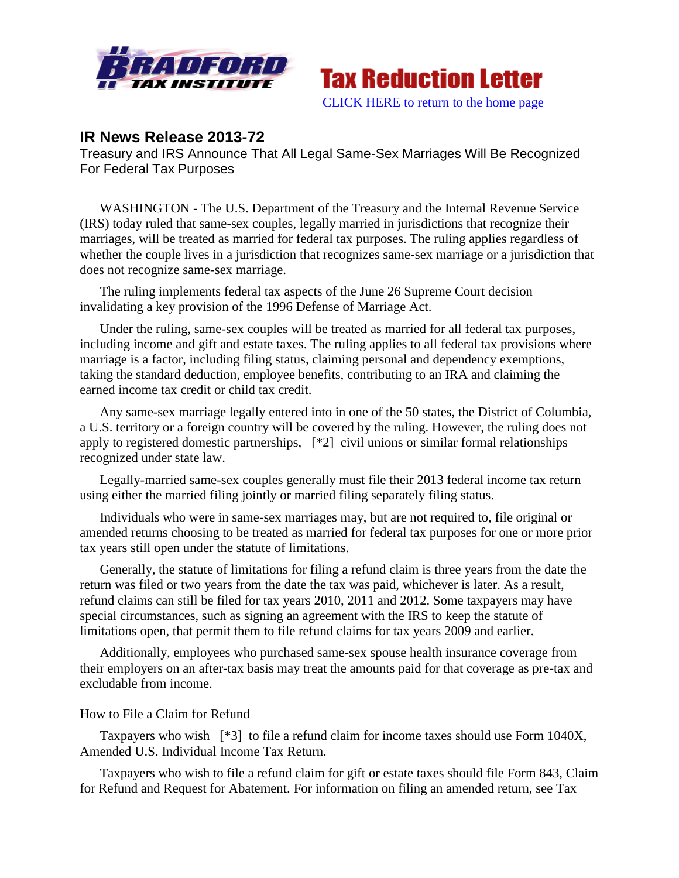Bradford Tax Institute — Tax Reduction Letter

CLICK HERE to return to the home page

## IR News Release 2013-72

### Treasury and IRS Announce That All Legal Same-Sex Marriages Will Be Recognized For Federal Tax Purposes

WASHINGTON - The U.S. Department of the Treasury and the Internal Revenue Service (IRS) today ruled that same-sex couples, legally married in jurisdictions that recognize their marriages, will be treated as married for federal tax purposes. The ruling applies regardless of whether the couple lives in a jurisdiction that recognizes same-sex marriage or a jurisdiction that does not recognize same-sex marriage.

The ruling implements federal tax aspects of the June 26 Supreme Court decision invalidating a key provision of the 1996 Defense of Marriage Act.

Under the ruling, same-sex couples will be treated as married for all federal tax purposes, including income and gift and estate taxes. The ruling applies to all federal tax provisions where marriage is a factor, including filing status, claiming personal and dependency exemptions, taking the standard deduction, employee benefits, contributing to an IRA and claiming the earned income tax credit or child tax credit.

Any same-sex marriage legally entered into in one of the 50 states, the District of Columbia, a U.S. territory or a foreign country will be covered by the ruling. However, the ruling does not apply to registered domestic partnerships, [*2] civil unions or similar formal relationships recognized under state law.

Legally-married same-sex couples generally must file their 2013 federal income tax return using either the married filing jointly or married filing separately filing status.

Individuals who were in same-sex marriages may, but are not required to, file original or amended returns choosing to be treated as married for federal tax purposes for one or more prior tax years still open under the statute of limitations.

Generally, the statute of limitations for filing a refund claim is three years from the date the return was filed or two years from the date the tax was paid, whichever is later. As a result, refund claims can still be filed for tax years 2010, 2011 and 2012. Some taxpayers may have special circumstances, such as signing an agreement with the IRS to keep the statute of limitations open, that permit them to file refund claims for tax years 2009 and earlier.

Additionally, employees who purchased same-sex spouse health insurance coverage from their employers on an after-tax basis may treat the amounts paid for that coverage as pre-tax and excludable from income.

How to File a Claim for Refund

Taxpayers who wish [*3] to file a refund claim for income taxes should use Form 1040X, Amended U.S. Individual Income Tax Return.

Taxpayers who wish to file a refund claim for gift or estate taxes should file Form 843, Claim for Refund and Request for Abatement. For information on filing an amended return, see Tax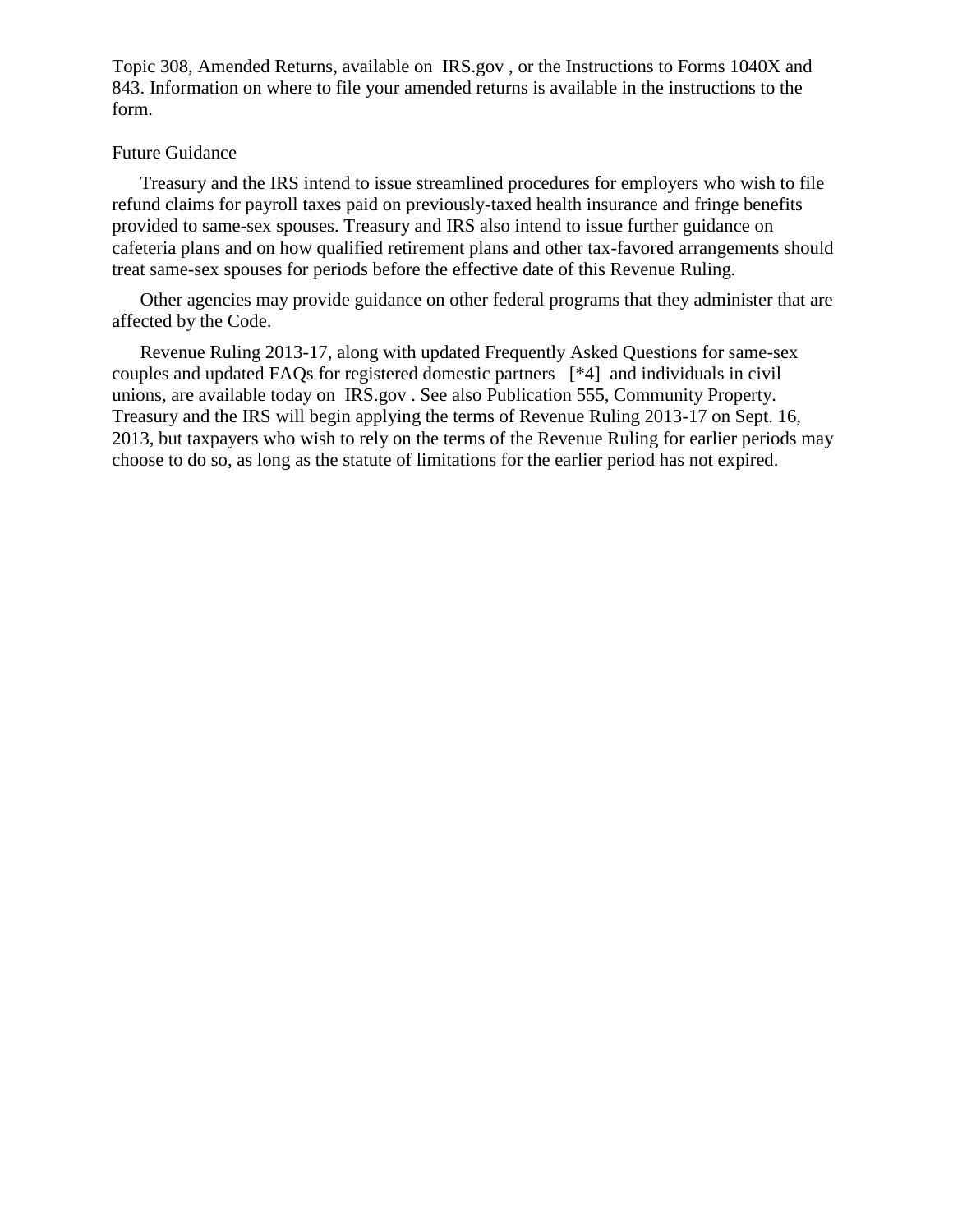Topic 308, Amended Returns, available on IRS.gov , or the Instructions to Forms 1040X and 843. Information on where to file your amended returns is available in the instructions to the form.

Future Guidance

Treasury and the IRS intend to issue streamlined procedures for employers who wish to file refund claims for payroll taxes paid on previously-taxed health insurance and fringe benefits provided to same-sex spouses. Treasury and IRS also intend to issue further guidance on cafeteria plans and on how qualified retirement plans and other tax-favored arrangements should treat same-sex spouses for periods before the effective date of this Revenue Ruling.

Other agencies may provide guidance on other federal programs that they administer that are affected by the Code.

Revenue Ruling 2013-17, along with updated Frequently Asked Questions for same-sex couples and updated FAQs for registered domestic partners [*4] and individuals in civil unions, are available today on IRS.gov . See also Publication 555, Community Property. Treasury and the IRS will begin applying the terms of Revenue Ruling 2013-17 on Sept. 16, 2013, but taxpayers who wish to rely on the terms of the Revenue Ruling for earlier periods may choose to do so, as long as the statute of limitations for the earlier period has not expired.